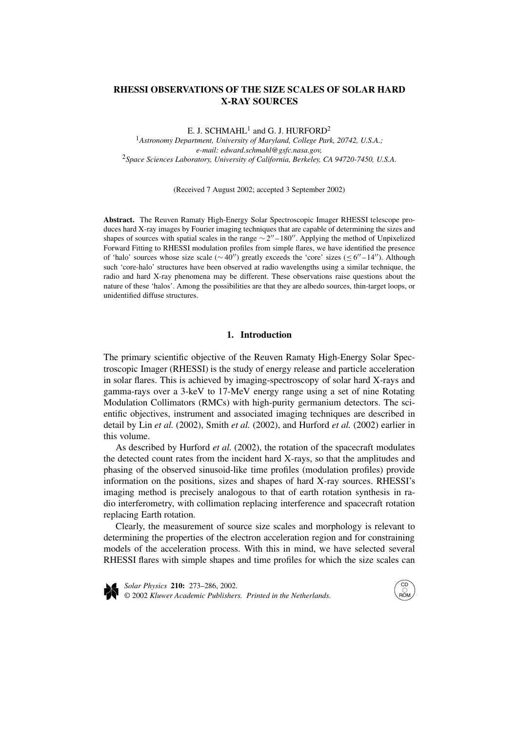# RHESSI OBSERVATIONS OF THE SIZE SCALES OF SOLAR HARD X-RAY SOURCES

E. J. SCHMAHL[1] and G. J. HURFORD[2]

[1]*Astronomy Department, University of Maryland, College Park, 20742, U.S.A.; e-mail: edward.schmahl@gsfc.nasa.gov,*
[2]*Space Sciences Laboratory, University of California, Berkeley, CA 94720-7450, U.S.A.*

(Received 7 August 2002; accepted 3 September 2002)

**Abstract.** The Reuven Ramaty High-Energy Solar Spectroscopic Imager RHESSI telescope produces hard X-ray images by Fourier imaging techniques that are capable of determining the sizes and shapes of sources with spatial scales in the range $\sim 2'' - 180''$. Applying the method of Unpixelized Forward Fitting to RHESSI modulation profiles from simple flares, we have identified the presence of 'halo' sources whose size scale ($\sim 40''$) greatly exceeds the 'core' sizes ($\leq 6'' - 14''$). Although such 'core-halo' structures have been observed at radio wavelengths using a similar technique, the radio and hard X-ray phenomena may be different. These observations raise questions about the nature of these 'halos'. Among the possibilities are that they are albedo sources, thin-target loops, or unidentified diffuse structures.

## 1. Introduction

The primary scientific objective of the Reuven Ramaty High-Energy Solar Spectroscopic Imager (RHESSI) is the study of energy release and particle acceleration in solar flares. This is achieved by imaging-spectroscopy of solar hard X-rays and gamma-rays over a 3-keV to 17-MeV energy range using a set of nine Rotating Modulation Collimators (RMCs) with high-purity germanium detectors. The scientific objectives, instrument and associated imaging techniques are described in detail by Lin *et al.* (2002), Smith *et al.* (2002), and Hurford *et al.* (2002) earlier in this volume.

As described by Hurford *et al.* (2002), the rotation of the spacecraft modulates the detected count rates from the incident hard X-rays, so that the amplitudes and phasing of the observed sinusoid-like time profiles (modulation profiles) provide information on the positions, sizes and shapes of hard X-ray sources. RHESSI's imaging method is precisely analogous to that of earth rotation synthesis in radio interferometry, with collimation replacing interference and spacecraft rotation replacing Earth rotation.

Clearly, the measurement of source size scales and morphology is relevant to determining the properties of the electron acceleration region and for constraining models of the acceleration process. With this in mind, we have selected several RHESSI flares with simple shapes and time profiles for which the size scales can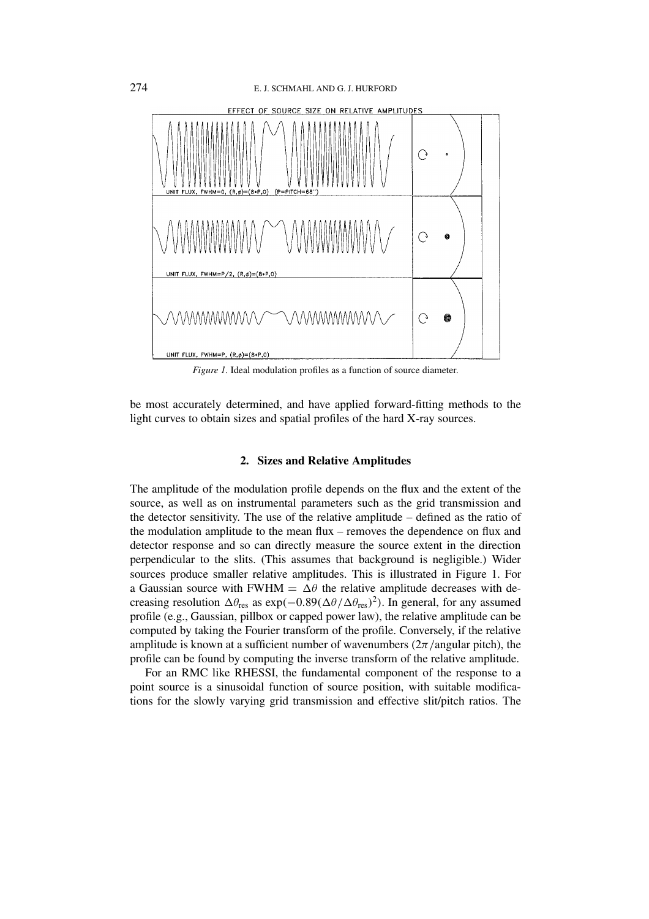*Figure 1.* Ideal modulation profiles as a function of source diameter.

be most accurately determined, and have applied forward-fitting methods to the light curves to obtain sizes and spatial profiles of the hard X-ray sources.

## 2. Sizes and Relative Amplitudes

The amplitude of the modulation profile depends on the flux and the extent of the source, as well as on instrumental parameters such as the grid transmission and the detector sensitivity. The use of the relative amplitude – defined as the ratio of the modulation amplitude to the mean flux – removes the dependence on flux and detector response and so can directly measure the source extent in the direction perpendicular to the slits. (This assumes that background is negligible.) Wider sources produce smaller relative amplitudes. This is illustrated in Figure 1. For a Gaussian source with FWHM $= \Delta\theta$ the relative amplitude decreases with decreasing resolution $\Delta\theta_{\rm res}$ as $\exp(-0.89(\Delta\theta/\Delta\theta_{\rm res})^2)$. In general, for any assumed profile (e.g., Gaussian, pillbox or capped power law), the relative amplitude can be computed by taking the Fourier transform of the profile. Conversely, if the relative amplitude is known at a sufficient number of wavenumbers ($2\pi$/angular pitch), the profile can be found by computing the inverse transform of the relative amplitude.

For an RMC like RHESSI, the fundamental component of the response to a point source is a sinusoidal function of source position, with suitable modifications for the slowly varying grid transmission and effective slit/pitch ratios. The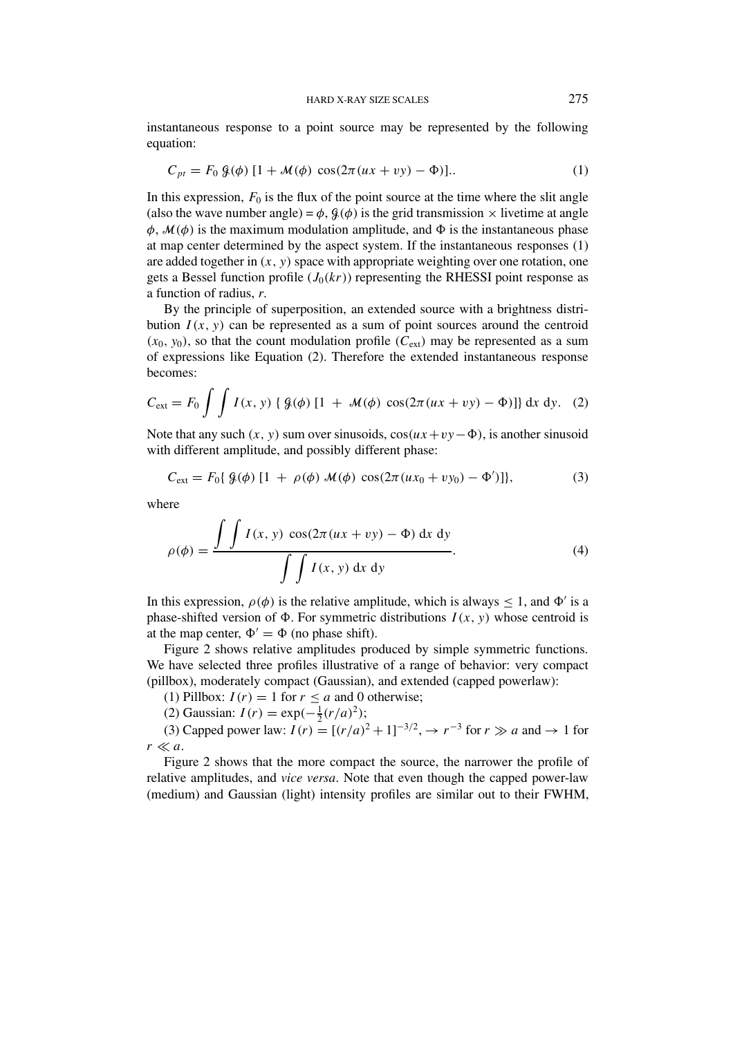instantaneous response to a point source may be represented by the following equation:

$$C_{pt} = F_0\, \mathcal{G}(\phi)\, [1 + \mathcal{M}(\phi)\, \cos(2\pi(ux + vy) - \Phi)].. \quad (1)$$

In this expression, $F_0$ is the flux of the point source at the time where the slit angle (also the wave number angle) = $\phi$, $\mathcal{G}(\phi)$ is the grid transmission × livetime at angle $\phi$, $\mathcal{M}(\phi)$ is the maximum modulation amplitude, and $\Phi$ is the instantaneous phase at map center determined by the aspect system. If the instantaneous responses (1) are added together in $(x, y)$ space with appropriate weighting over one rotation, one gets a Bessel function profile ($J_0(kr)$) representing the RHESSI point response as a function of radius, $r$.

By the principle of superposition, an extended source with a brightness distribution $I(x, y)$ can be represented as a sum of point sources around the centroid $(x_0, y_0)$, so that the count modulation profile ($C_{\rm ext}$) may be represented as a sum of expressions like Equation (2). Therefore the extended instantaneous response becomes:

$$C_{\rm ext} = F_0 \int\int I(x, y)\, \{\, \mathcal{G}(\phi)\, [1 \,+\, \mathcal{M}(\phi)\, \cos(2\pi(ux + vy) - \Phi)]\}\, {\rm d}x\, {\rm d}y. \quad (2)$$

Note that any such $(x, y)$ sum over sinusoids, $\cos(ux + vy - \Phi)$, is another sinusoid with different amplitude, and possibly different phase:

$$C_{\rm ext} = F_0\{\, \mathcal{G}(\phi)\, [1 \,+\, \rho(\phi)\, \mathcal{M}(\phi)\, \cos(2\pi(ux_0 + vy_0) - \Phi')]\}, \quad (3)$$

where

$$\rho(\phi) = \frac{\displaystyle\int\int I(x, y)\, \cos(2\pi(ux + vy) - \Phi)\, {\rm d}x\, {\rm d}y}{\displaystyle\int\int I(x, y)\, {\rm d}x\, {\rm d}y}. \quad (4)$$

In this expression, $\rho(\phi)$ is the relative amplitude, which is always $\leq 1$, and $\Phi'$ is a phase-shifted version of $\Phi$. For symmetric distributions $I(x, y)$ whose centroid is at the map center, $\Phi' = \Phi$ (no phase shift).

Figure 2 shows relative amplitudes produced by simple symmetric functions. We have selected three profiles illustrative of a range of behavior: very compact (pillbox), moderately compact (Gaussian), and extended (capped powerlaw):

(1) Pillbox: $I(r) = 1$ for $r \leq a$ and 0 otherwise;

(2) Gaussian: $I(r) = \exp(-\frac{1}{2}(r/a)^2)$;

(3) Capped power law: $I(r) = [(r/a)^2 + 1]^{-3/2}, \rightarrow r^{-3}$ for $r \gg a$ and $\rightarrow 1$ for $r \ll a$.

Figure 2 shows that the more compact the source, the narrower the profile of relative amplitudes, and *vice versa*. Note that even though the capped power-law (medium) and Gaussian (light) intensity profiles are similar out to their FWHM,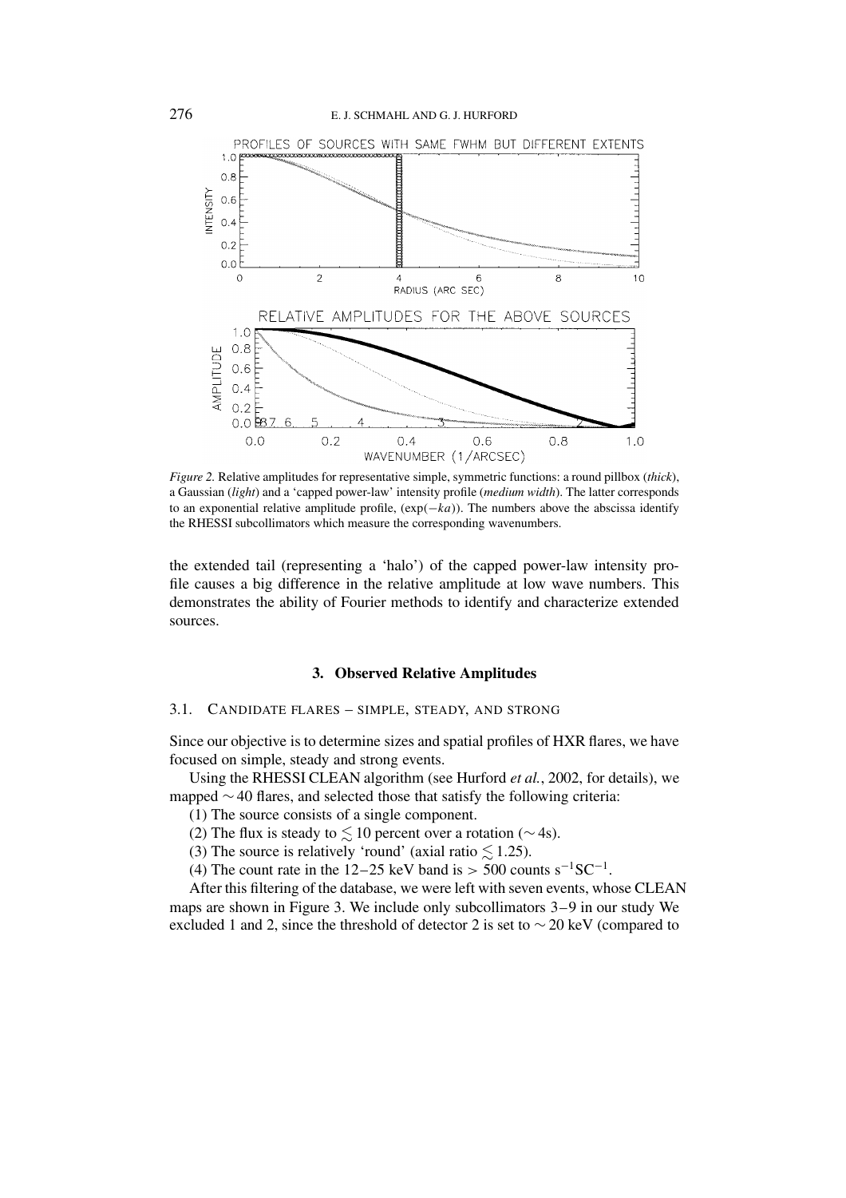*Figure 2.* Relative amplitudes for representative simple, symmetric functions: a round pillbox (*thick*), a Gaussian (*light*) and a 'capped power-law' intensity profile (*medium width*). The latter corresponds to an exponential relative amplitude profile, $(\exp(-ka))$. The numbers above the abscissa identify the RHESSI subcollimators which measure the corresponding wavenumbers.

the extended tail (representing a 'halo') of the capped power-law intensity profile causes a big difference in the relative amplitude at low wave numbers. This demonstrates the ability of Fourier methods to identify and characterize extended sources.

## 3. Observed Relative Amplitudes

### 3.1. Candidate Flares – Simple, Steady, and Strong

Since our objective is to determine sizes and spatial profiles of HXR flares, we have focused on simple, steady and strong events.

Using the RHESSI CLEAN algorithm (see Hurford *et al.*, 2002, for details), we mapped $\sim 40$ flares, and selected those that satisfy the following criteria:

(1) The source consists of a single component.

(2) The flux is steady to $\lesssim 10$ percent over a rotation ($\sim 4$s).

(3) The source is relatively 'round' (axial ratio $\lesssim 1.25$).

(4) The count rate in the 12–25 keV band is $> 500$ counts $\mathrm{s}^{-1}\mathrm{SC}^{-1}$.

After this filtering of the database, we were left with seven events, whose CLEAN maps are shown in Figure 3. We include only subcollimators 3–9 in our study We excluded 1 and 2, since the threshold of detector 2 is set to $\sim 20$ keV (compared to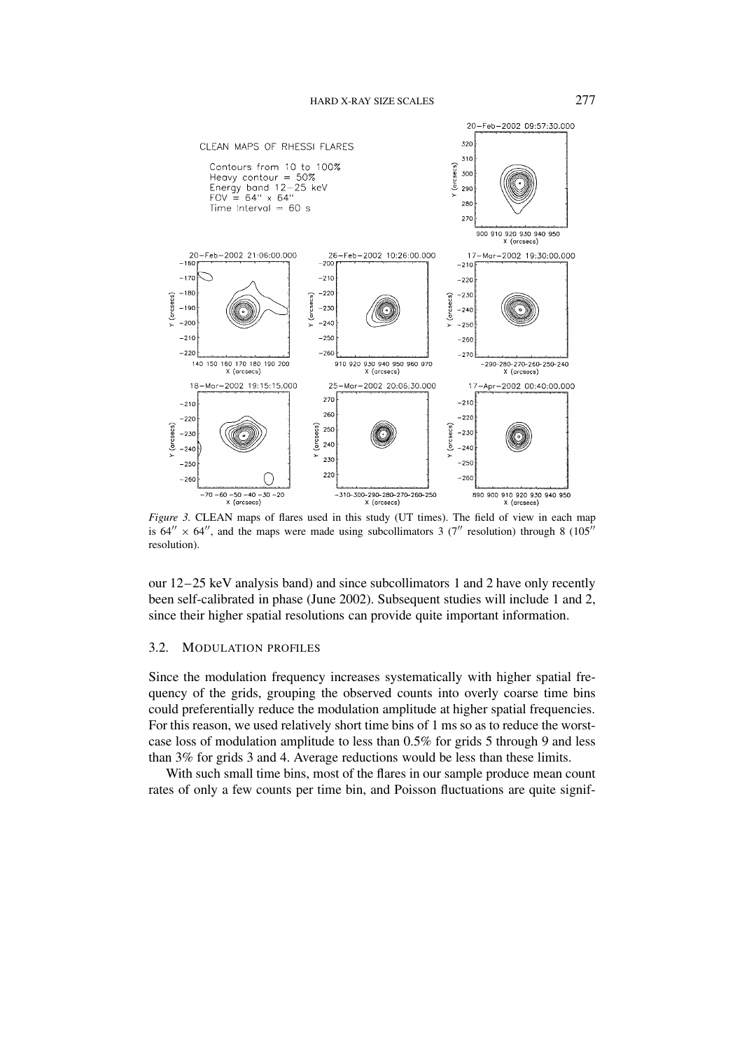*Figure 3.* CLEAN maps of flares used in this study (UT times). The field of view in each map is $64'' \times 64''$, and the maps were made using subcollimators 3 ($7''$ resolution) through 8 ($105''$ resolution).

our 12–25 keV analysis band) and since subcollimators 1 and 2 have only recently been self-calibrated in phase (June 2002). Subsequent studies will include 1 and 2, since their higher spatial resolutions can provide quite important information.

### 3.2. Modulation Profiles

Since the modulation frequency increases systematically with higher spatial frequency of the grids, grouping the observed counts into overly coarse time bins could preferentially reduce the modulation amplitude at higher spatial frequencies. For this reason, we used relatively short time bins of 1 ms so as to reduce the worst-case loss of modulation amplitude to less than 0.5% for grids 5 through 9 and less than 3% for grids 3 and 4. Average reductions would be less than these limits.

With such small time bins, most of the flares in our sample produce mean count rates of only a few counts per time bin, and Poisson fluctuations are quite signif-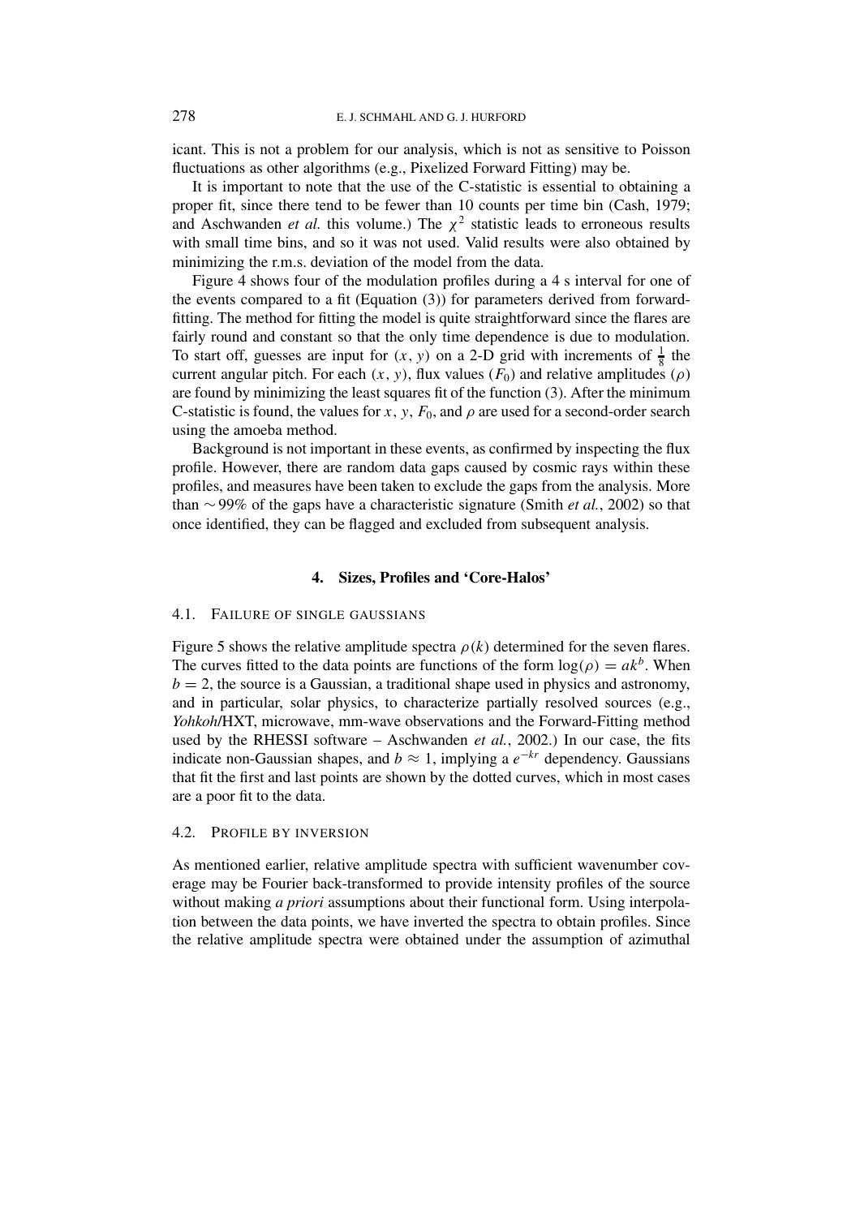icant. This is not a problem for our analysis, which is not as sensitive to Poisson fluctuations as other algorithms (e.g., Pixelized Forward Fitting) may be.

It is important to note that the use of the C-statistic is essential to obtaining a proper fit, since there tend to be fewer than 10 counts per time bin (Cash, 1979; and Aschwanden *et al.* this volume.) The $\chi^2$ statistic leads to erroneous results with small time bins, and so it was not used. Valid results were also obtained by minimizing the r.m.s. deviation of the model from the data.

Figure 4 shows four of the modulation profiles during a 4 s interval for one of the events compared to a fit (Equation (3)) for parameters derived from forward-fitting. The method for fitting the model is quite straightforward since the flares are fairly round and constant so that the only time dependence is due to modulation. To start off, guesses are input for $(x, y)$ on a 2-D grid with increments of $\frac{1}{8}$ the current angular pitch. For each $(x, y)$, flux values $(F_0)$ and relative amplitudes $(\rho)$ are found by minimizing the least squares fit of the function (3). After the minimum C-statistic is found, the values for $x$, $y$, $F_0$, and $\rho$ are used for a second-order search using the amoeba method.

Background is not important in these events, as confirmed by inspecting the flux profile. However, there are random data gaps caused by cosmic rays within these profiles, and measures have been taken to exclude the gaps from the analysis. More than $\sim$99% of the gaps have a characteristic signature (Smith *et al.*, 2002) so that once identified, they can be flagged and excluded from subsequent analysis.

## 4. Sizes, Profiles and 'Core-Halos'

### 4.1. Failure of single gaussians

Figure 5 shows the relative amplitude spectra $\rho(k)$ determined for the seven flares. The curves fitted to the data points are functions of the form $\log(\rho) = ak^b$. When $b = 2$, the source is a Gaussian, a traditional shape used in physics and astronomy, and in particular, solar physics, to characterize partially resolved sources (e.g., *Yohkoh*/HXT, microwave, mm-wave observations and the Forward-Fitting method used by the RHESSI software – Aschwanden *et al.*, 2002.) In our case, the fits indicate non-Gaussian shapes, and $b \approx 1$, implying a $e^{-kr}$ dependency. Gaussians that fit the first and last points are shown by the dotted curves, which in most cases are a poor fit to the data.

### 4.2. Profile by inversion

As mentioned earlier, relative amplitude spectra with sufficient wavenumber coverage may be Fourier back-transformed to provide intensity profiles of the source without making *a priori* assumptions about their functional form. Using interpolation between the data points, we have inverted the spectra to obtain profiles. Since the relative amplitude spectra were obtained under the assumption of azimuthal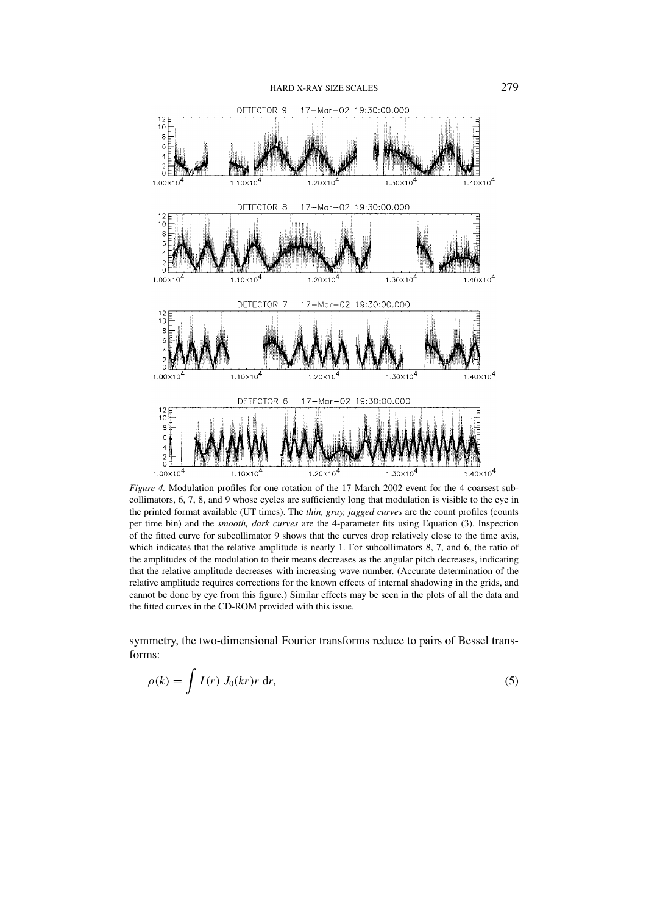*Figure 4.* Modulation profiles for one rotation of the 17 March 2002 event for the 4 coarsest subcollimators, 6, 7, 8, and 9 whose cycles are sufficiently long that modulation is visible to the eye in the printed format available (UT times). The *thin, gray, jagged curves* are the count profiles (counts per time bin) and the *smooth, dark curves* are the 4-parameter fits using Equation (3). Inspection of the fitted curve for subcollimator 9 shows that the curves drop relatively close to the time axis, which indicates that the relative amplitude is nearly 1. For subcollimators 8, 7, and 6, the ratio of the amplitudes of the modulation to their means decreases as the angular pitch decreases, indicating that the relative amplitude decreases with increasing wave number. (Accurate determination of the relative amplitude requires corrections for the known effects of internal shadowing in the grids, and cannot be done by eye from this figure.) Similar effects may be seen in the plots of all the data and the fitted curves in the CD-ROM provided with this issue.

symmetry, the two-dimensional Fourier transforms reduce to pairs of Bessel transforms:

$$\rho(k) = \int I(r)\ J_0(kr) r\ \mathrm{d}r, \tag{5}$$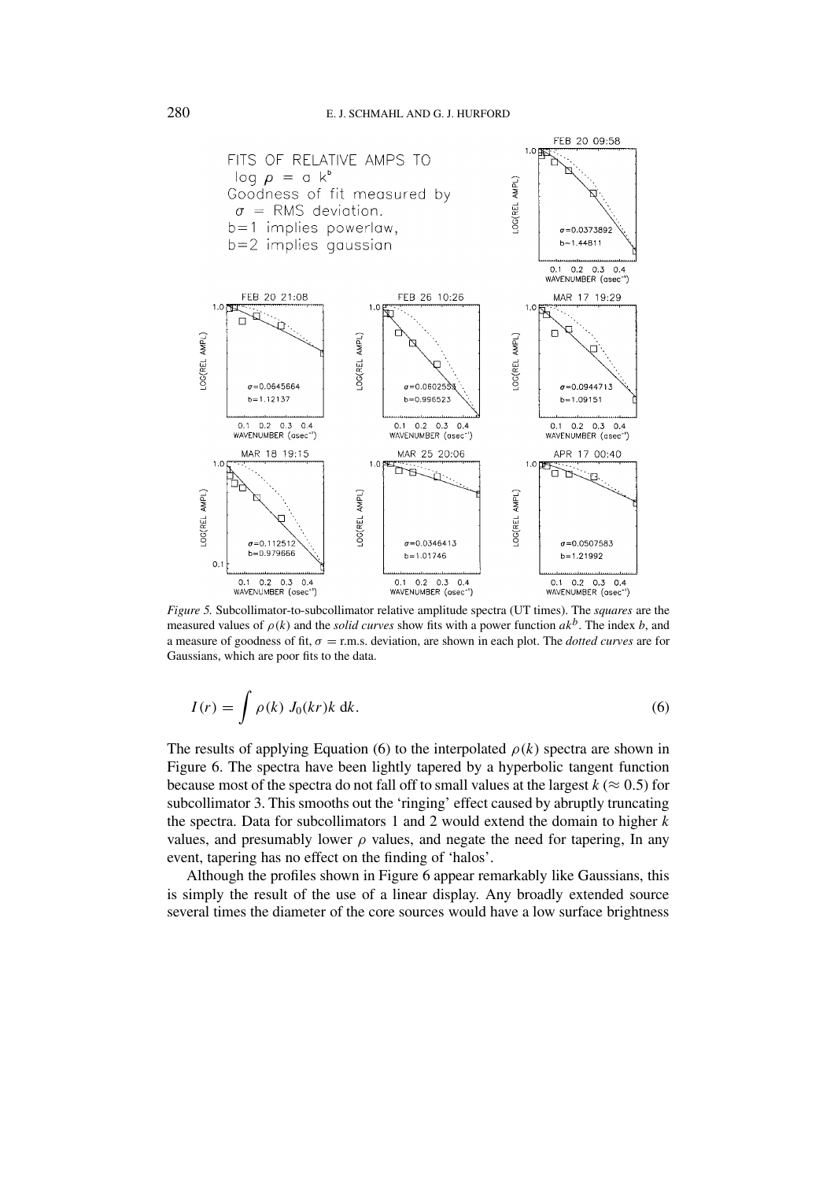*Figure 5.* Subcollimator-to-subcollimator relative amplitude spectra (UT times). The *squares* are the measured values of $\rho(k)$ and the *solid curves* show fits with a power function $ak^b$. The index $b$, and a measure of goodness of fit, $\sigma$ = r.m.s. deviation, are shown in each plot. The *dotted curves* are for Gaussians, which are poor fits to the data.

$$I(r) = \int \rho(k)\, J_0(kr) k \, \mathrm{d}k. \tag{6}$$

The results of applying Equation (6) to the interpolated $\rho(k)$ spectra are shown in Figure 6. The spectra have been lightly tapered by a hyperbolic tangent function because most of the spectra do not fall off to small values at the largest $k$ ($\approx 0.5$) for subcollimator 3. This smooths out the 'ringing' effect caused by abruptly truncating the spectra. Data for subcollimators 1 and 2 would extend the domain to higher $k$ values, and presumably lower $\rho$ values, and negate the need for tapering, In any event, tapering has no effect on the finding of 'halos'.

Although the profiles shown in Figure 6 appear remarkably like Gaussians, this is simply the result of the use of a linear display. Any broadly extended source several times the diameter of the core sources would have a low surface brightness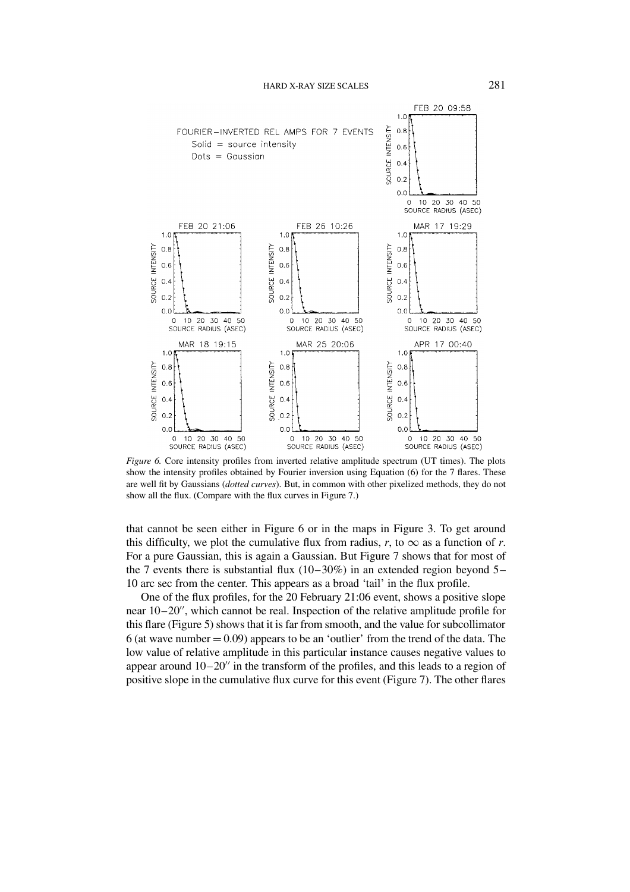*Figure 6.* Core intensity profiles from inverted relative amplitude spectrum (UT times). The plots show the intensity profiles obtained by Fourier inversion using Equation (6) for the 7 flares. These are well fit by Gaussians (*dotted curves*). But, in common with other pixelized methods, they do not show all the flux. (Compare with the flux curves in Figure 7.)

that cannot be seen either in Figure 6 or in the maps in Figure 3. To get around this difficulty, we plot the cumulative flux from radius, $r$, to $\infty$ as a function of $r$. For a pure Gaussian, this is again a Gaussian. But Figure 7 shows that for most of the 7 events there is substantial flux (10–30%) in an extended region beyond 5–10 arc sec from the center. This appears as a broad 'tail' in the flux profile.

One of the flux profiles, for the 20 February 21:06 event, shows a positive slope near 10–20″, which cannot be real. Inspection of the relative amplitude profile for this flare (Figure 5) shows that it is far from smooth, and the value for subcollimator 6 (at wave number = 0.09) appears to be an 'outlier' from the trend of the data. The low value of relative amplitude in this particular instance causes negative values to appear around 10–20″ in the transform of the profiles, and this leads to a region of positive slope in the cumulative flux curve for this event (Figure 7). The other flares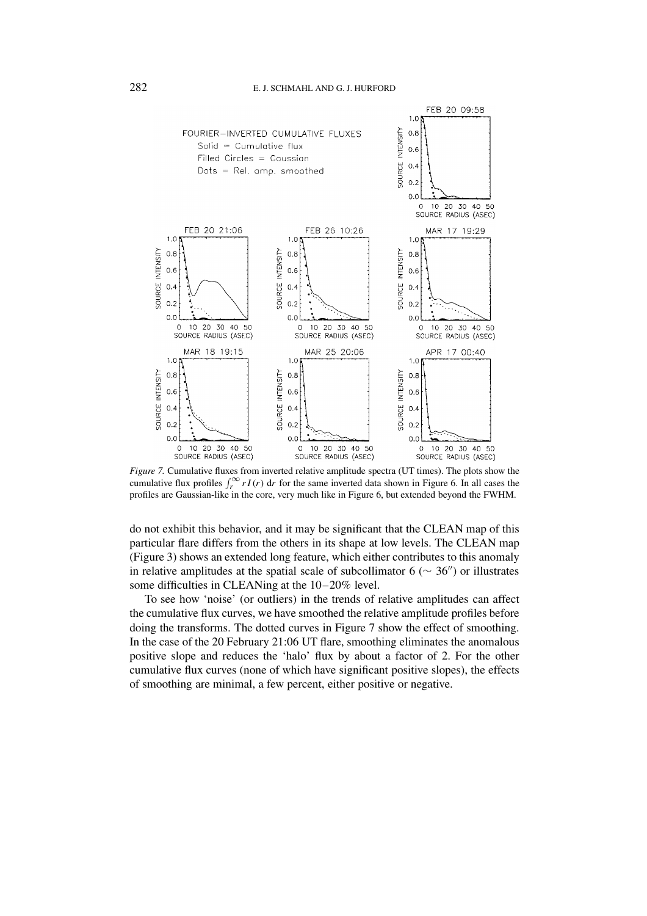*Figure 7.* Cumulative fluxes from inverted relative amplitude spectra (UT times). The plots show the cumulative flux profiles $\int_r^\infty r I(r)\, dr$ for the same inverted data shown in Figure 6. In all cases the profiles are Gaussian-like in the core, very much like in Figure 6, but extended beyond the FWHM.

do not exhibit this behavior, and it may be significant that the CLEAN map of this particular flare differs from the others in its shape at low levels. The CLEAN map (Figure 3) shows an extended long feature, which either contributes to this anomaly in relative amplitudes at the spatial scale of subcollimator 6 ($\sim 36''$) or illustrates some difficulties in CLEANing at the 10–20% level.

To see how 'noise' (or outliers) in the trends of relative amplitudes can affect the cumulative flux curves, we have smoothed the relative amplitude profiles before doing the transforms. The dotted curves in Figure 7 show the effect of smoothing. In the case of the 20 February 21:06 UT flare, smoothing eliminates the anomalous positive slope and reduces the 'halo' flux by about a factor of 2. For the other cumulative flux curves (none of which have significant positive slopes), the effects of smoothing are minimal, a few percent, either positive or negative.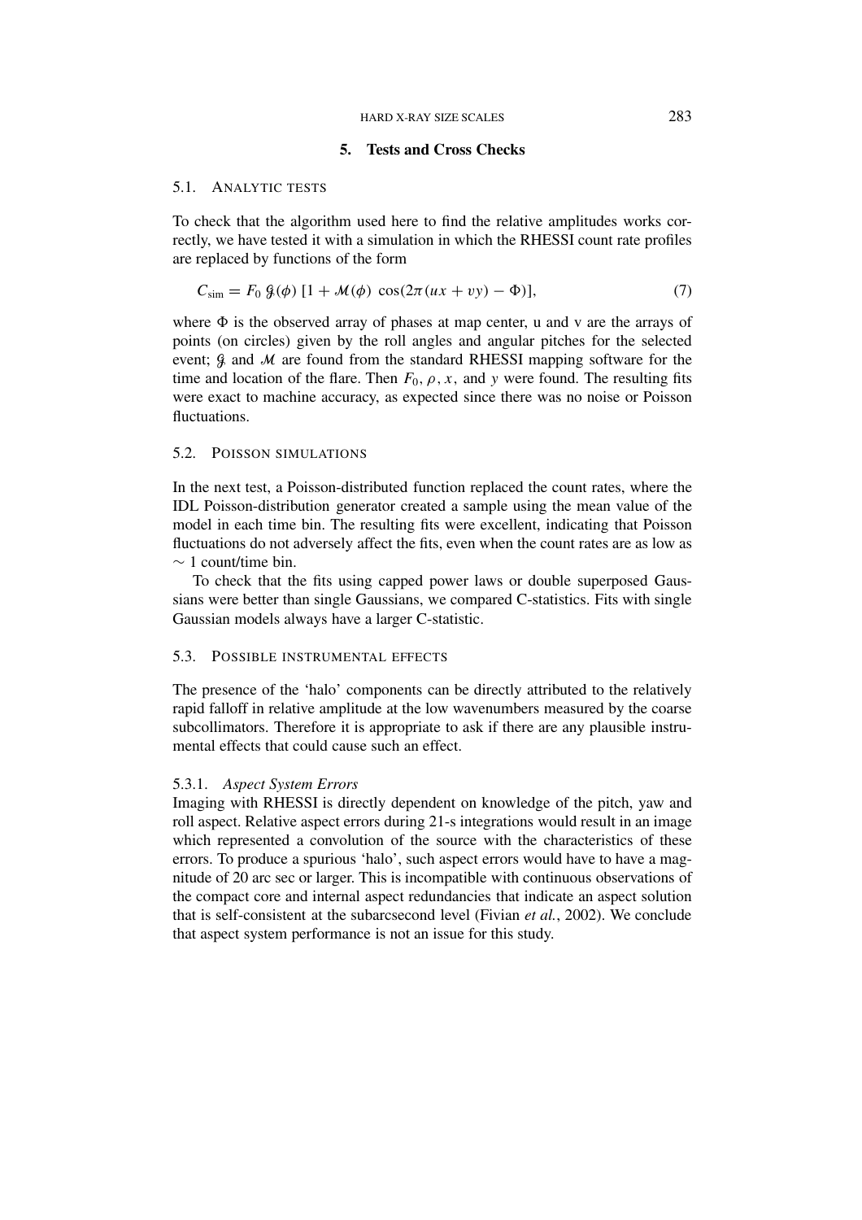## 5. Tests and Cross Checks

### 5.1. Analytic tests

To check that the algorithm used here to find the relative amplitudes works correctly, we have tested it with a simulation in which the RHESSI count rate profiles are replaced by functions of the form

$$C_{\text{sim}} = F_0\, \mathcal{G}(\phi)\, [1 + \mathcal{M}(\phi)\, \cos(2\pi(ux + vy) - \Phi)], \tag{7}$$

where $\Phi$ is the observed array of phases at map center, u and v are the arrays of points (on circles) given by the roll angles and angular pitches for the selected event; $\mathcal{G}$ and $\mathcal{M}$ are found from the standard RHESSI mapping software for the time and location of the flare. Then $F_0$, $\rho$, $x$, and $y$ were found. The resulting fits were exact to machine accuracy, as expected since there was no noise or Poisson fluctuations.

### 5.2. Poisson simulations

In the next test, a Poisson-distributed function replaced the count rates, where the IDL Poisson-distribution generator created a sample using the mean value of the model in each time bin. The resulting fits were excellent, indicating that Poisson fluctuations do not adversely affect the fits, even when the count rates are as low as $\sim 1$ count/time bin.

To check that the fits using capped power laws or double superposed Gaussians were better than single Gaussians, we compared C-statistics. Fits with single Gaussian models always have a larger C-statistic.

### 5.3. Possible instrumental effects

The presence of the 'halo' components can be directly attributed to the relatively rapid falloff in relative amplitude at the low wavenumbers measured by the coarse subcollimators. Therefore it is appropriate to ask if there are any plausible instrumental effects that could cause such an effect.

#### 5.3.1. *Aspect System Errors*

Imaging with RHESSI is directly dependent on knowledge of the pitch, yaw and roll aspect. Relative aspect errors during 21-s integrations would result in an image which represented a convolution of the source with the characteristics of these errors. To produce a spurious 'halo', such aspect errors would have to have a magnitude of 20 arc sec or larger. This is incompatible with continuous observations of the compact core and internal aspect redundancies that indicate an aspect solution that is self-consistent at the subarcsecond level (Fivian *et al.*, 2002). We conclude that aspect system performance is not an issue for this study.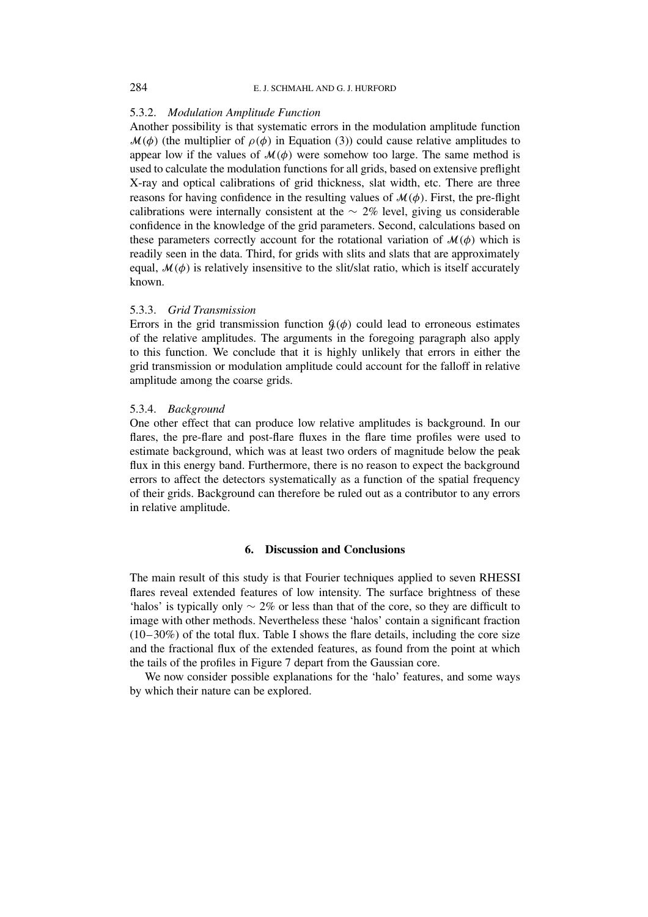#### 5.3.2. *Modulation Amplitude Function*

Another possibility is that systematic errors in the modulation amplitude function $\mathcal{M}(\phi)$ (the multiplier of $\rho(\phi)$ in Equation (3)) could cause relative amplitudes to appear low if the values of $\mathcal{M}(\phi)$ were somehow too large. The same method is used to calculate the modulation functions for all grids, based on extensive preflight X-ray and optical calibrations of grid thickness, slat width, etc. There are three reasons for having confidence in the resulting values of $\mathcal{M}(\phi)$. First, the pre-flight calibrations were internally consistent at the $\sim$ 2% level, giving us considerable confidence in the knowledge of the grid parameters. Second, calculations based on these parameters correctly account for the rotational variation of $\mathcal{M}(\phi)$ which is readily seen in the data. Third, for grids with slits and slats that are approximately equal, $\mathcal{M}(\phi)$ is relatively insensitive to the slit/slat ratio, which is itself accurately known.

#### 5.3.3. *Grid Transmission*

Errors in the grid transmission function $\mathcal{G}(\phi)$ could lead to erroneous estimates of the relative amplitudes. The arguments in the foregoing paragraph also apply to this function. We conclude that it is highly unlikely that errors in either the grid transmission or modulation amplitude could account for the falloff in relative amplitude among the coarse grids.

#### 5.3.4. *Background*

One other effect that can produce low relative amplitudes is background. In our flares, the pre-flare and post-flare fluxes in the flare time profiles were used to estimate background, which was at least two orders of magnitude below the peak flux in this energy band. Furthermore, there is no reason to expect the background errors to affect the detectors systematically as a function of the spatial frequency of their grids. Background can therefore be ruled out as a contributor to any errors in relative amplitude.

## 6. Discussion and Conclusions

The main result of this study is that Fourier techniques applied to seven RHESSI flares reveal extended features of low intensity. The surface brightness of these 'halos' is typically only $\sim$ 2% or less than that of the core, so they are difficult to image with other methods. Nevertheless these 'halos' contain a significant fraction (10–30%) of the total flux. Table I shows the flare details, including the core size and the fractional flux of the extended features, as found from the point at which the tails of the profiles in Figure 7 depart from the Gaussian core.

We now consider possible explanations for the 'halo' features, and some ways by which their nature can be explored.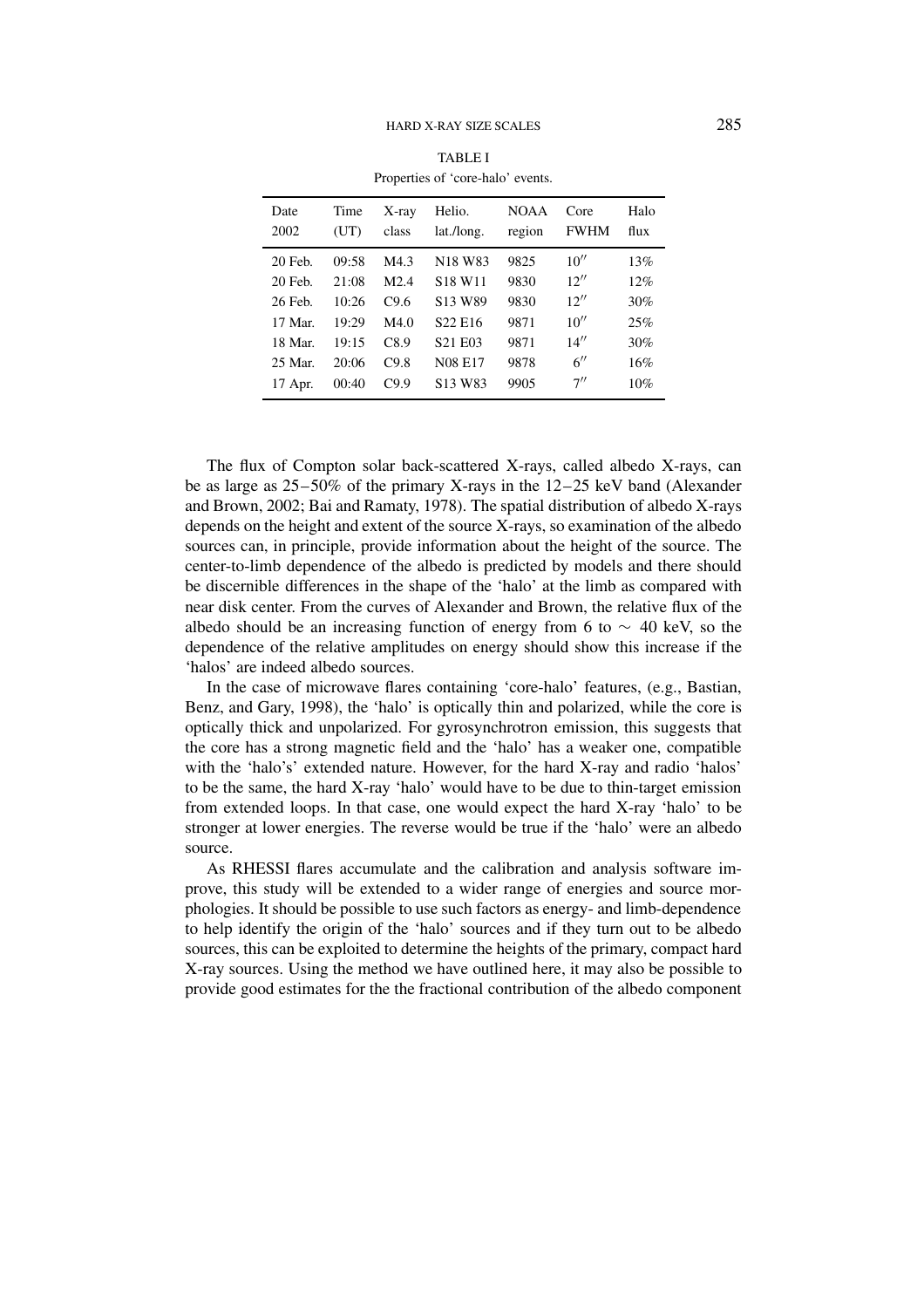TABLE I

Properties of ‘core-halo’ events.

| Date 2002 | Time (UT) | X-ray class | Helio. lat./long. | NOAA region | Core FWHM | Halo flux |
|---|---|---|---|---|---|---|
| 20 Feb. | 09:58 | M4.3 | N18 W83 | 9825 | $10''$ | 13% |
| 20 Feb. | 21:08 | M2.4 | S18 W11 | 9830 | $12''$ | 12% |
| 26 Feb. | 10:26 | C9.6 | S13 W89 | 9830 | $12''$ | 30% |
| 17 Mar. | 19:29 | M4.0 | S22 E16 | 9871 | $10''$ | 25% |
| 18 Mar. | 19:15 | C8.9 | S21 E03 | 9871 | $14''$ | 30% |
| 25 Mar. | 20:06 | C9.8 | N08 E17 | 9878 | $6''$ | 16% |
| 17 Apr. | 00:40 | C9.9 | S13 W83 | 9905 | $7''$ | 10% |

The flux of Compton solar back-scattered X-rays, called albedo X-rays, can be as large as 25–50% of the primary X-rays in the 12–25 keV band (Alexander and Brown, 2002; Bai and Ramaty, 1978). The spatial distribution of albedo X-rays depends on the height and extent of the source X-rays, so examination of the albedo sources can, in principle, provide information about the height of the source. The center-to-limb dependence of the albedo is predicted by models and there should be discernible differences in the shape of the ‘halo’ at the limb as compared with near disk center. From the curves of Alexander and Brown, the relative flux of the albedo should be an increasing function of energy from 6 to $\sim$ 40 keV, so the dependence of the relative amplitudes on energy should show this increase if the ‘halos’ are indeed albedo sources.

In the case of microwave flares containing ‘core-halo’ features, (e.g., Bastian, Benz, and Gary, 1998), the ‘halo’ is optically thin and polarized, while the core is optically thick and unpolarized. For gyrosynchrotron emission, this suggests that the core has a strong magnetic field and the ‘halo’ has a weaker one, compatible with the ‘halo’s’ extended nature. However, for the hard X-ray and radio ‘halos’ to be the same, the hard X-ray ‘halo’ would have to be due to thin-target emission from extended loops. In that case, one would expect the hard X-ray ‘halo’ to be stronger at lower energies. The reverse would be true if the ‘halo’ were an albedo source.

As RHESSI flares accumulate and the calibration and analysis software improve, this study will be extended to a wider range of energies and source morphologies. It should be possible to use such factors as energy- and limb-dependence to help identify the origin of the ‘halo’ sources and if they turn out to be albedo sources, this can be exploited to determine the heights of the primary, compact hard X-ray sources. Using the method we have outlined here, it may also be possible to provide good estimates for the the fractional contribution of the albedo component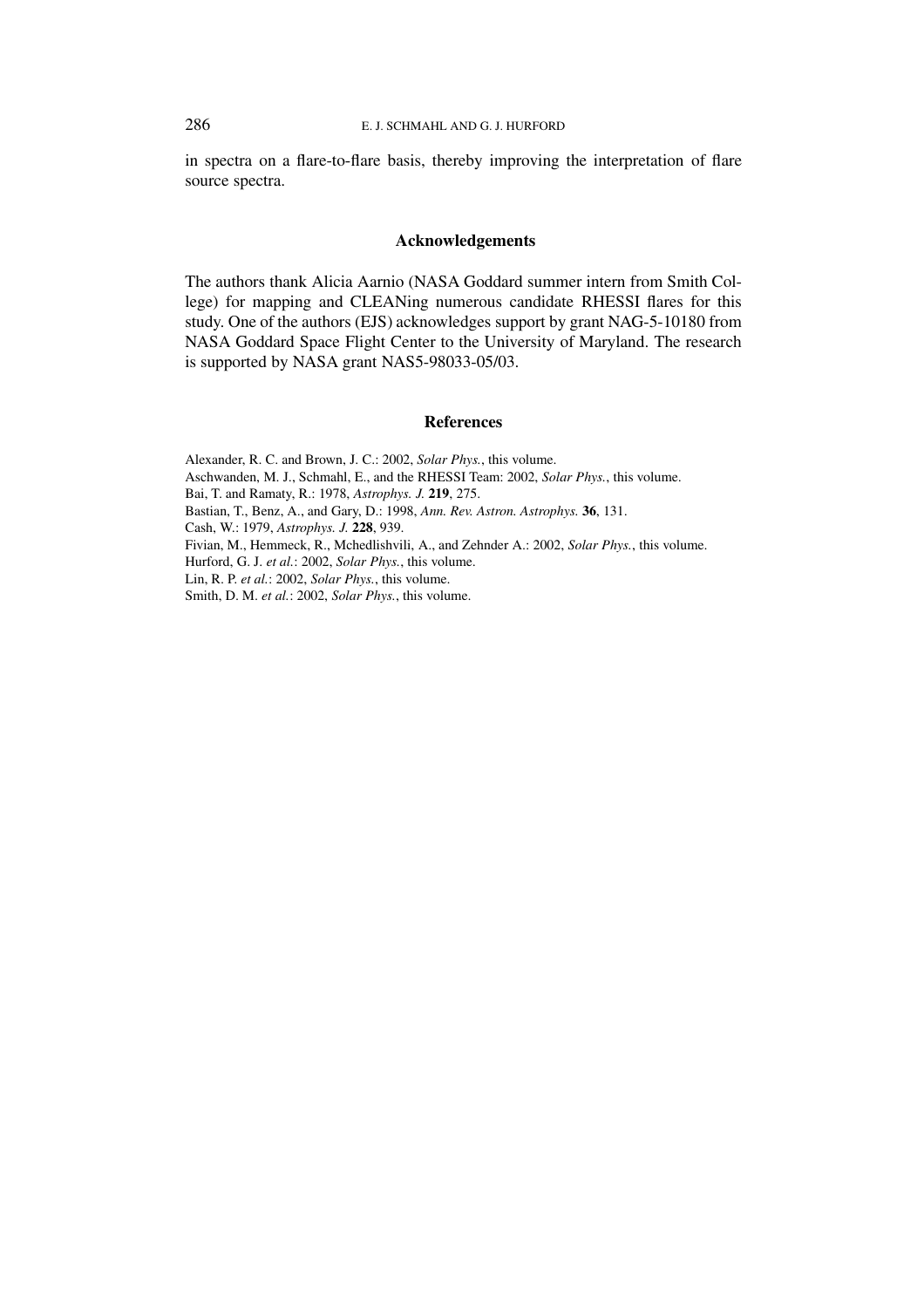in spectra on a flare-to-flare basis, thereby improving the interpretation of flare source spectra.

## Acknowledgements

The authors thank Alicia Aarnio (NASA Goddard summer intern from Smith College) for mapping and CLEANing numerous candidate RHESSI flares for this study. One of the authors (EJS) acknowledges support by grant NAG-5-10180 from NASA Goddard Space Flight Center to the University of Maryland. The research is supported by NASA grant NAS5-98033-05/03.

## References

Alexander, R. C. and Brown, J. C.: 2002, *Solar Phys.*, this volume.
Aschwanden, M. J., Schmahl, E., and the RHESSI Team: 2002, *Solar Phys.*, this volume.
Bai, T. and Ramaty, R.: 1978, *Astrophys. J.* **219**, 275.
Bastian, T., Benz, A., and Gary, D.: 1998, *Ann. Rev. Astron. Astrophys.* **36**, 131.
Cash, W.: 1979, *Astrophys. J.* **228**, 939.
Fivian, M., Hemmeck, R., Mchedlishvili, A., and Zehnder A.: 2002, *Solar Phys.*, this volume.
Hurford, G. J. *et al.*: 2002, *Solar Phys.*, this volume.
Lin, R. P. *et al.*: 2002, *Solar Phys.*, this volume.
Smith, D. M. *et al.*: 2002, *Solar Phys.*, this volume.